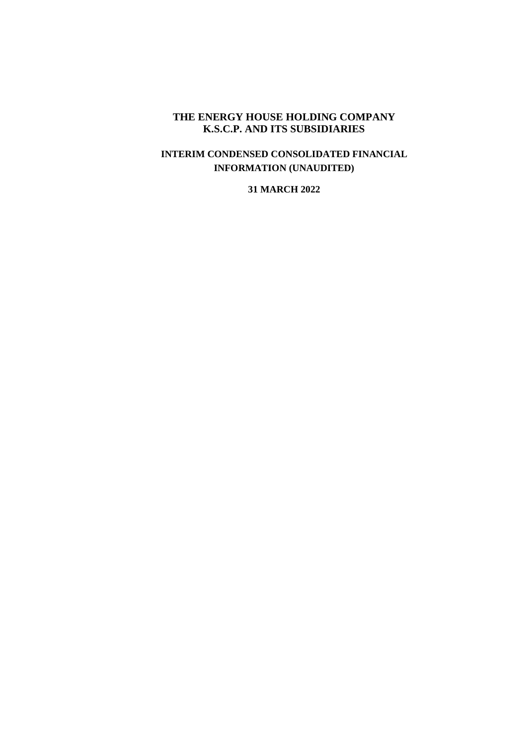# THE ENERGY HOUSE HOLDING COMPANY K.S.C.P. AND ITS SUBSIDIARIES

## INTERIM CONDENSED CONSOLIDATED FINANCIAL INFORMATION (UNAUDITED)

### 31 MARCH 2022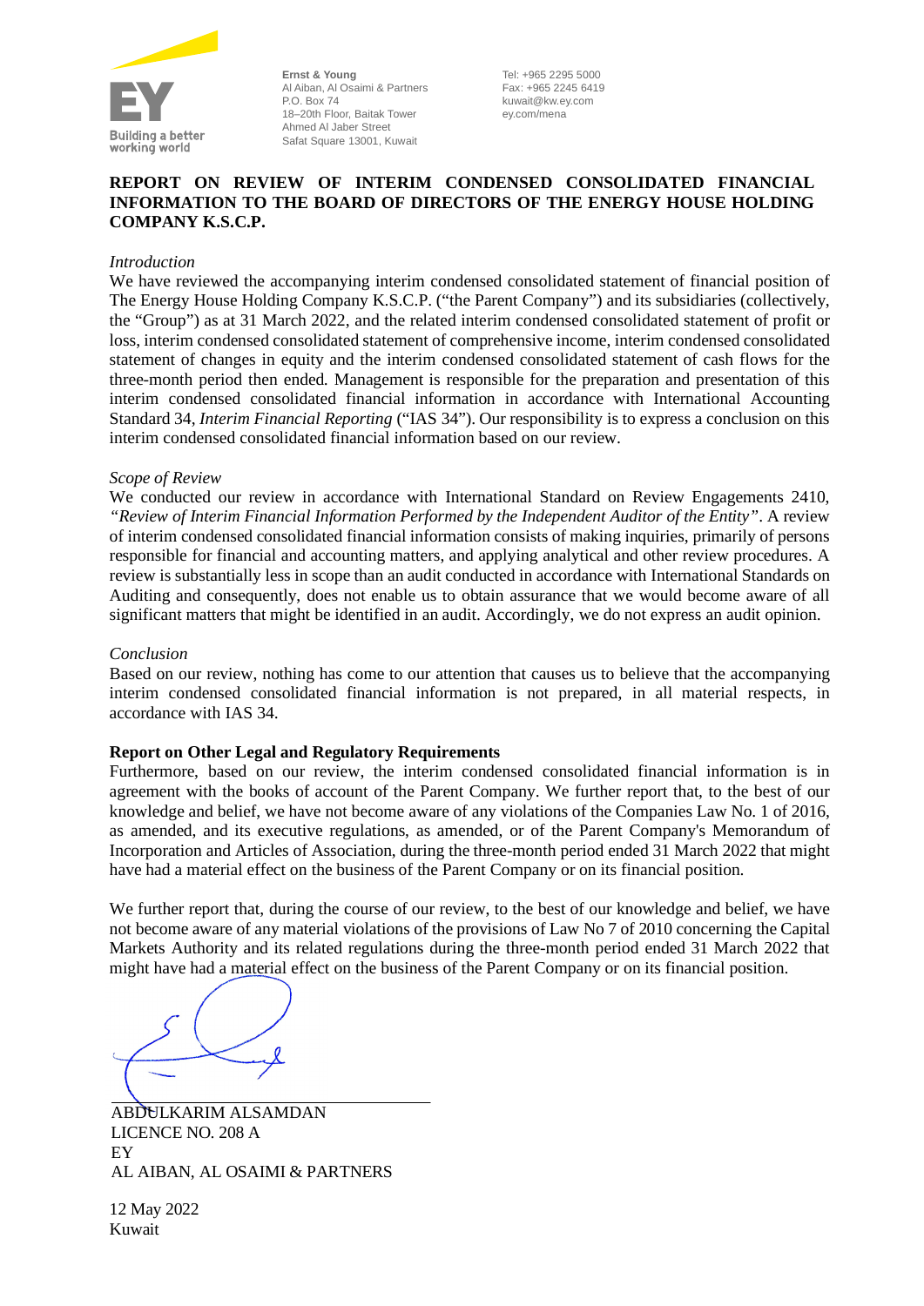Ernst & Young
Al Aiban, Al Osaimi & Partners
P.O. Box 74
18–20th Floor, Baitak Tower
Ahmed Al Jaber Street
Safat Square 13001, Kuwait

Tel: +965 2295 5000
Fax: +965 2245 6419
kuwait@kw.ey.com
ey.com/mena

**REPORT ON REVIEW OF INTERIM CONDENSED CONSOLIDATED FINANCIAL INFORMATION TO THE BOARD OF DIRECTORS OF THE ENERGY HOUSE HOLDING COMPANY K.S.C.P.**

*Introduction*

We have reviewed the accompanying interim condensed consolidated statement of financial position of The Energy House Holding Company K.S.C.P. ("the Parent Company") and its subsidiaries (collectively, the "Group") as at 31 March 2022, and the related interim condensed consolidated statement of profit or loss, interim condensed consolidated statement of comprehensive income, interim condensed consolidated statement of changes in equity and the interim condensed consolidated statement of cash flows for the three-month period then ended. Management is responsible for the preparation and presentation of this interim condensed consolidated financial information in accordance with International Accounting Standard 34, *Interim Financial Reporting* ("IAS 34"). Our responsibility is to express a conclusion on this interim condensed consolidated financial information based on our review.

*Scope of Review*

We conducted our review in accordance with International Standard on Review Engagements 2410, *"Review of Interim Financial Information Performed by the Independent Auditor of the Entity"*. A review of interim condensed consolidated financial information consists of making inquiries, primarily of persons responsible for financial and accounting matters, and applying analytical and other review procedures. A review is substantially less in scope than an audit conducted in accordance with International Standards on Auditing and consequently, does not enable us to obtain assurance that we would become aware of all significant matters that might be identified in an audit. Accordingly, we do not express an audit opinion.

*Conclusion*

Based on our review, nothing has come to our attention that causes us to believe that the accompanying interim condensed consolidated financial information is not prepared, in all material respects, in accordance with IAS 34.

**Report on Other Legal and Regulatory Requirements**

Furthermore, based on our review, the interim condensed consolidated financial information is in agreement with the books of account of the Parent Company. We further report that, to the best of our knowledge and belief, we have not become aware of any violations of the Companies Law No. 1 of 2016, as amended, and its executive regulations, as amended, or of the Parent Company's Memorandum of Incorporation and Articles of Association, during the three-month period ended 31 March 2022 that might have had a material effect on the business of the Parent Company or on its financial position.

We further report that, during the course of our review, to the best of our knowledge and belief, we have not become aware of any material violations of the provisions of Law No 7 of 2010 concerning the Capital Markets Authority and its related regulations during the three-month period ended 31 March 2022 that might have had a material effect on the business of the Parent Company or on its financial position.

ABDULKARIM ALSAMDAN
LICENCE NO. 208 A
EY
AL AIBAN, AL OSAIMI & PARTNERS

12 May 2022
Kuwait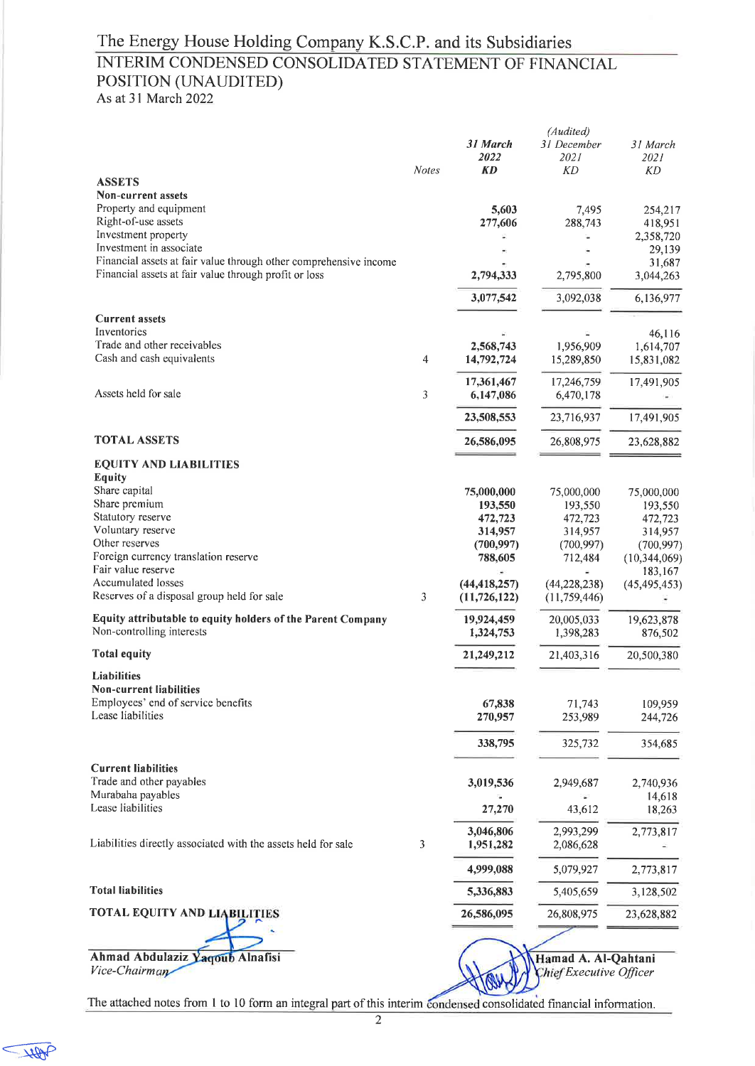# The Energy House Holding Company K.S.C.P. and its Subsidiaries

## INTERIM CONDENSED CONSOLIDATED STATEMENT OF FINANCIAL POSITION (UNAUDITED)

As at 31 March 2022

| | Notes | 31 March 2022 KD | (Audited) 31 December 2021 KD | 31 March 2021 KD |
|---|---|---|---|---|
| **ASSETS** | | | | |
| **Non-current assets** | | | | |
| Property and equipment | | **5,603** | 7,495 | 254,217 |
| Right-of-use assets | | **277,606** | 288,743 | 418,951 |
| Investment property | | **-** | - | 2,358,720 |
| Investment in associate | | **-** | - | 29,139 |
| Financial assets at fair value through other comprehensive income | | **-** | - | 31,687 |
| Financial assets at fair value through profit or loss | | **2,794,333** | 2,795,800 | 3,044,263 |
| | | **3,077,542** | 3,092,038 | 6,136,977 |
| **Current assets** | | | | |
| Inventories | | **-** | - | 46,116 |
| Trade and other receivables | | **2,568,743** | 1,956,909 | 1,614,707 |
| Cash and cash equivalents | 4 | **14,792,724** | 15,289,850 | 15,831,082 |
| | | **17,361,467** | 17,246,759 | 17,491,905 |
| Assets held for sale | 3 | **6,147,086** | 6,470,178 | - |
| | | **23,508,553** | 23,716,937 | 17,491,905 |
| **TOTAL ASSETS** | | **26,586,095** | 26,808,975 | 23,628,882 |
| **EQUITY AND LIABILITIES** | | | | |
| **Equity** | | | | |
| Share capital | | **75,000,000** | 75,000,000 | 75,000,000 |
| Share premium | | **193,550** | 193,550 | 193,550 |
| Statutory reserve | | **472,723** | 472,723 | 472,723 |
| Voluntary reserve | | **314,957** | 314,957 | 314,957 |
| Other reserves | | **(700,997)** | (700,997) | (700,997) |
| Foreign currency translation reserve | | **788,605** | 712,484 | (10,344,069) |
| Fair value reserve | | **-** | - | 183,167 |
| Accumulated losses | | **(44,418,257)** | (44,228,238) | (45,495,453) |
| Reserves of a disposal group held for sale | 3 | **(11,726,122)** | (11,759,446) | - |
| **Equity attributable to equity holders of the Parent Company** | | **19,924,459** | 20,005,033 | 19,623,878 |
| Non-controlling interests | | **1,324,753** | 1,398,283 | 876,502 |
| **Total equity** | | **21,249,212** | 21,403,316 | 20,500,380 |
| **Liabilities** | | | | |
| **Non-current liabilities** | | | | |
| Employees' end of service benefits | | **67,838** | 71,743 | 109,959 |
| Lease liabilities | | **270,957** | 253,989 | 244,726 |
| | | **338,795** | 325,732 | 354,685 |
| **Current liabilities** | | | | |
| Trade and other payables | | **3,019,536** | 2,949,687 | 2,740,936 |
| Murabaha payables | | **-** | - | 14,618 |
| Lease liabilities | | **27,270** | 43,612 | 18,263 |
| | | **3,046,806** | 2,993,299 | 2,773,817 |
| Liabilities directly associated with the assets held for sale | 3 | **1,951,282** | 2,086,628 | - |
| | | **4,999,088** | 5,079,927 | 2,773,817 |
| **Total liabilities** | | **5,336,883** | 5,405,659 | 3,128,502 |
| **TOTAL EQUITY AND LIABILITIES** | | **26,586,095** | 26,808,975 | 23,628,882 |

**Ahmad Abdulaziz Yaqoub Alnafisi**
*Vice-Chairman*

**Hamad A. Al-Qahtani**
*Chief Executive Officer*

The attached notes from 1 to 10 form an integral part of this interim condensed consolidated financial information.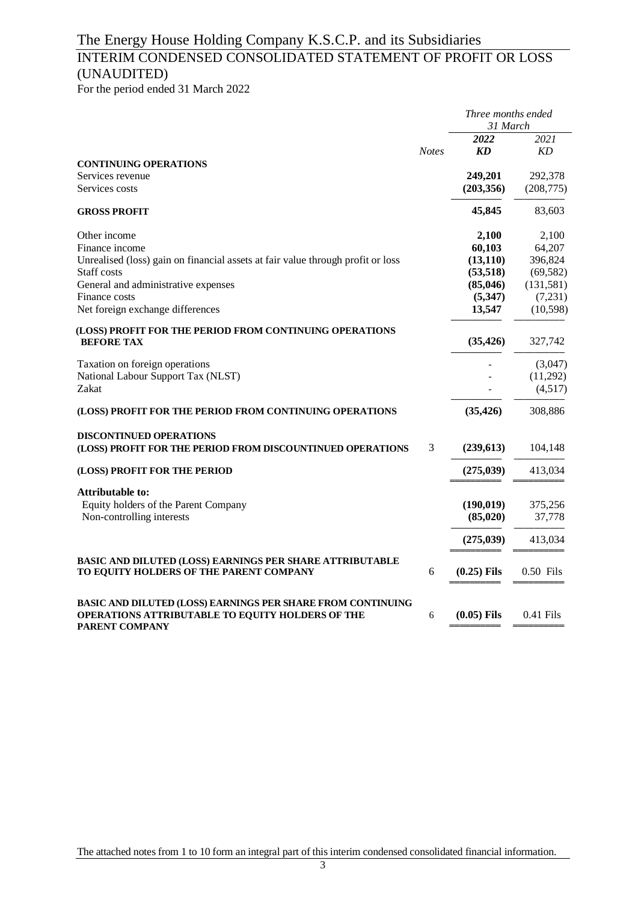# The Energy House Holding Company K.S.C.P. and its Subsidiaries

## INTERIM CONDENSED CONSOLIDATED STATEMENT OF PROFIT OR LOSS (UNAUDITED)

For the period ended 31 March 2022

| | Notes | *Three months ended 31 March* | |
|---|---|---|---|
| | | ***2022*** | *2021* |
| | | ***KD*** | *KD* |
| **CONTINUING OPERATIONS** | | | |
| Services revenue | | **249,201** | 292,378 |
| Services costs | | **(203,356)** | (208,775) |
| **GROSS PROFIT** | | **45,845** | 83,603 |
| Other income | | **2,100** | 2,100 |
| Finance income | | **60,103** | 64,207 |
| Unrealised (loss) gain on financial assets at fair value through profit or loss | | **(13,110)** | 396,824 |
| Staff costs | | **(53,518)** | (69,582) |
| General and administrative expenses | | **(85,046)** | (131,581) |
| Finance costs | | **(5,347)** | (7,231) |
| Net foreign exchange differences | | **13,547** | (10,598) |
| **(LOSS) PROFIT FOR THE PERIOD FROM CONTINUING OPERATIONS BEFORE TAX** | | **(35,426)** | 327,742 |
| Taxation on foreign operations | | - | (3,047) |
| National Labour Support Tax (NLST) | | - | (11,292) |
| Zakat | | - | (4,517) |
| **(LOSS) PROFIT FOR THE PERIOD FROM CONTINUING OPERATIONS** | | **(35,426)** | 308,886 |
| **DISCONTINUED OPERATIONS** | | | |
| **(LOSS) PROFIT FOR THE PERIOD FROM DISCOUNTINUED OPERATIONS** | 3 | **(239,613)** | 104,148 |
| **(LOSS) PROFIT FOR THE PERIOD** | | **(275,039)** | 413,034 |
| **Attributable to:** | | | |
| Equity holders of the Parent Company | | **(190,019)** | 375,256 |
| Non-controlling interests | | **(85,020)** | 37,778 |
| | | **(275,039)** | 413,034 |
| **BASIC AND DILUTED (LOSS) EARNINGS PER SHARE ATTRIBUTABLE TO EQUITY HOLDERS OF THE PARENT COMPANY** | 6 | **(0.25) Fils** | 0.50 Fils |
| **BASIC AND DILUTED (LOSS) EARNINGS PER SHARE FROM CONTINUING OPERATIONS ATTRIBUTABLE TO EQUITY HOLDERS OF THE PARENT COMPANY** | 6 | **(0.05) Fils** | 0.41 Fils |

The attached notes from 1 to 10 form an integral part of this interim condensed consolidated financial information.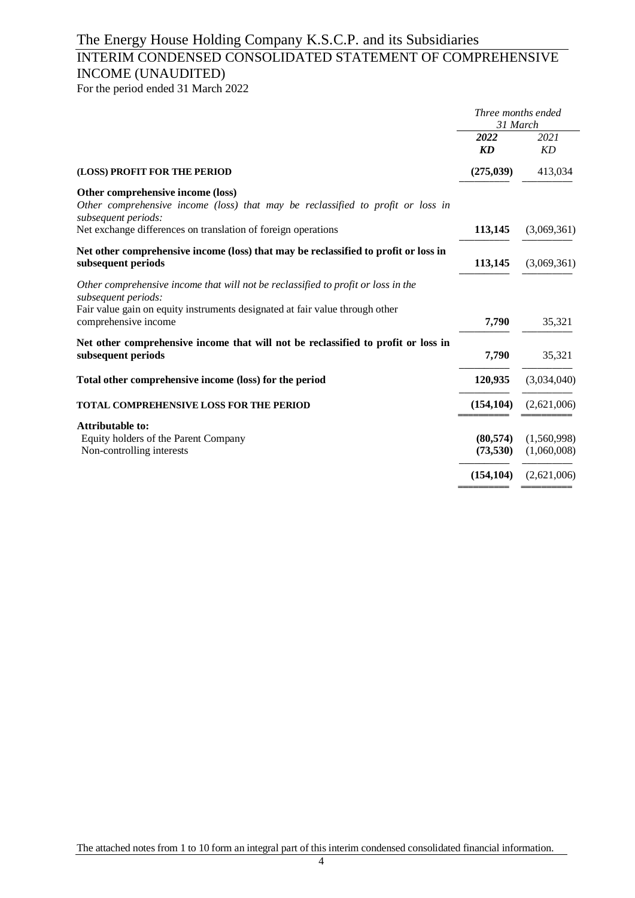# The Energy House Holding Company K.S.C.P. and its Subsidiaries

## INTERIM CONDENSED CONSOLIDATED STATEMENT OF COMPREHENSIVE INCOME (UNAUDITED)

For the period ended 31 March 2022

| | *Three months ended 31 March* | |
|---|---|---|
| | ***2022*** | *2021* |
| | ***KD*** | *KD* |
| **(LOSS) PROFIT FOR THE PERIOD** | **(275,039)** | 413,034 |
| **Other comprehensive income (loss)** | | |
| *Other comprehensive income (loss) that may be reclassified to profit or loss in subsequent periods:* | | |
| Net exchange differences on translation of foreign operations | **113,145** | (3,069,361) |
| **Net other comprehensive income (loss) that may be reclassified to profit or loss in subsequent periods** | **113,145** | (3,069,361) |
| *Other comprehensive income that will not be reclassified to profit or loss in the subsequent periods:* | | |
| Fair value gain on equity instruments designated at fair value through other comprehensive income | **7,790** | 35,321 |
| **Net other comprehensive income that will not be reclassified to profit or loss in subsequent periods** | **7,790** | 35,321 |
| **Total other comprehensive income (loss) for the period** | **120,935** | (3,034,040) |
| **TOTAL COMPREHENSIVE LOSS FOR THE PERIOD** | **(154,104)** | (2,621,006) |
| **Attributable to:** | | |
| Equity holders of the Parent Company | **(80,574)** | (1,560,998) |
| Non-controlling interests | **(73,530)** | (1,060,008) |
| | **(154,104)** | (2,621,006) |

The attached notes from 1 to 10 form an integral part of this interim condensed consolidated financial information.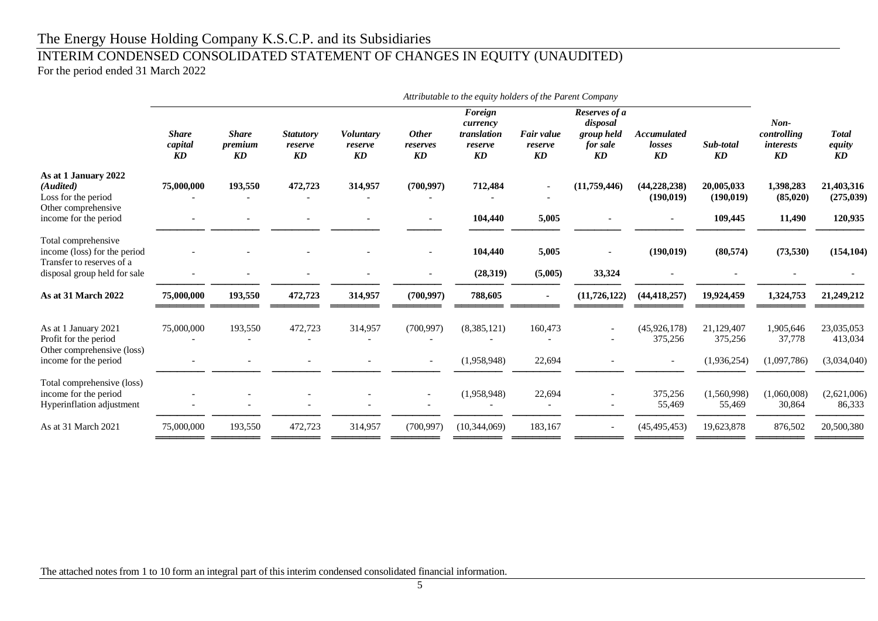# The Energy House Holding Company K.S.C.P. and its Subsidiaries

## INTERIM CONDENSED CONSOLIDATED STATEMENT OF CHANGES IN EQUITY (UNAUDITED)

For the period ended 31 March 2022

| | *Attributable to the equity holders of the Parent Company* | | | | | | | | | | | |
|---|---|---|---|---|---|---|---|---|---|---|---|---|
| | ***Share capital KD*** | ***Share premium KD*** | ***Statutory reserve KD*** | ***Voluntary reserve KD*** | ***Other reserves KD*** | ***Foreign currency translation reserve KD*** | ***Fair value reserve KD*** | ***Reserves of a disposal group held for sale KD*** | ***Accumulated losses KD*** | ***Sub-total KD*** | ***Non-controlling interests KD*** | ***Total equity KD*** |
| **As at 1 January 2022** ***(Audited)*** | **75,000,000** | **193,550** | **472,723** | **314,957** | **(700,997)** | **712,484** | - | **(11,759,446)** | **(44,228,238)** | **20,005,033** | **1,398,283** | **21,403,316** |
| Loss for the period | - | - | - | - | - | - | - | | **(190,019)** | **(190,019)** | **(85,020)** | **(275,039)** |
| Other comprehensive income for the period | - | - | - | - | - | **104,440** | **5,005** | - | - | **109,445** | **11,490** | **120,935** |
| Total comprehensive income (loss) for the period | - | - | - | - | - | **104,440** | **5,005** | - | **(190,019)** | **(80,574)** | **(73,530)** | **(154,104)** |
| Transfer to reserves of a disposal group held for sale | - | - | - | - | - | **(28,319)** | **(5,005)** | **33,324** | - | - | - | - |
| **As at 31 March 2022** | **75,000,000** | **193,550** | **472,723** | **314,957** | **(700,997)** | **788,605** | **-** | **(11,726,122)** | **(44,418,257)** | **19,924,459** | **1,324,753** | **21,249,212** |
| As at 1 January 2021 | 75,000,000 | 193,550 | 472,723 | 314,957 | (700,997) | (8,385,121) | 160,473 | - | (45,926,178) | 21,129,407 | 1,905,646 | 23,035,053 |
| Profit for the period | - | - | - | - | - | - | - | - | 375,256 | 375,256 | 37,778 | 413,034 |
| Other comprehensive (loss) income for the period | - | - | - | - | - | (1,958,948) | 22,694 | - | - | (1,936,254) | (1,097,786) | (3,034,040) |
| Total comprehensive (loss) income for the period | - | - | - | - | - | (1,958,948) | 22,694 | - | 375,256 | (1,560,998) | (1,060,008) | (2,621,006) |
| Hyperinflation adjustment | - | - | - | - | - | - | - | - | 55,469 | 55,469 | 30,864 | 86,333 |
| As at 31 March 2021 | 75,000,000 | 193,550 | 472,723 | 314,957 | (700,997) | (10,344,069) | 183,167 | - | (45,495,453) | 19,623,878 | 876,502 | 20,500,380 |

The attached notes from 1 to 10 form an integral part of this interim condensed consolidated financial information.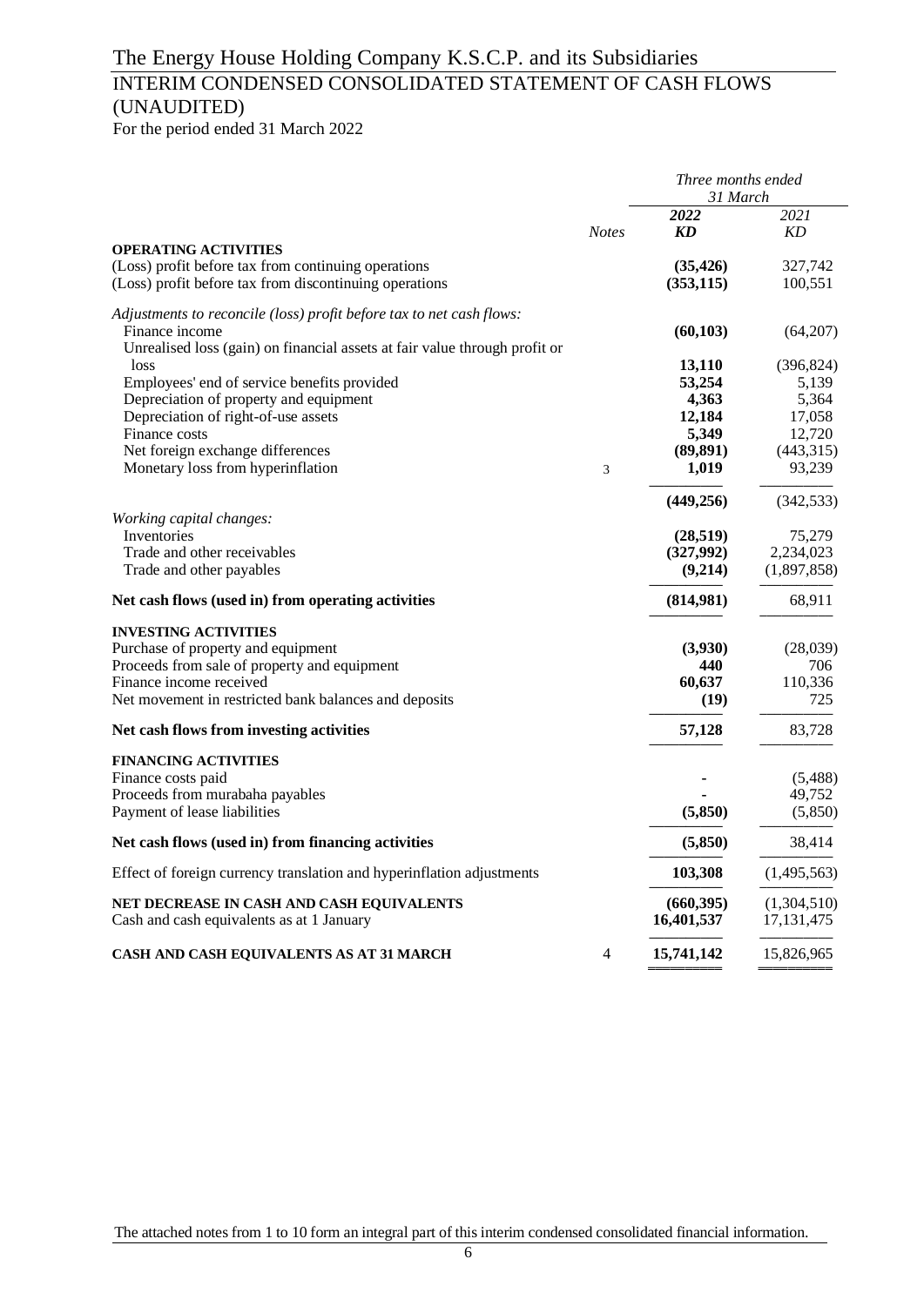# The Energy House Holding Company K.S.C.P. and its Subsidiaries

## INTERIM CONDENSED CONSOLIDATED STATEMENT OF CASH FLOWS (UNAUDITED)

For the period ended 31 March 2022

| | | *Three months ended 31 March* | |
|---|---|---|---|
| | *Notes* | ***2022*** ***KD*** | *2021* *KD* |
| **OPERATING ACTIVITIES** | | | |
| (Loss) profit before tax from continuing operations | | **(35,426)** | 327,742 |
| (Loss) profit before tax from discontinuing operations | | **(353,115)** | 100,551 |
| *Adjustments to reconcile (loss) profit before tax to net cash flows:* | | | |
| Finance income | | **(60,103)** | (64,207) |
| Unrealised loss (gain) on financial assets at fair value through profit or loss | | **13,110** | (396,824) |
| Employees' end of service benefits provided | | **53,254** | 5,139 |
| Depreciation of property and equipment | | **4,363** | 5,364 |
| Depreciation of right-of-use assets | | **12,184** | 17,058 |
| Finance costs | | **5,349** | 12,720 |
| Net foreign exchange differences | | **(89,891)** | (443,315) |
| Monetary loss from hyperinflation | 3 | **1,019** | 93,239 |
| | | **(449,256)** | (342,533) |
| *Working capital changes:* | | | |
| Inventories | | **(28,519)** | 75,279 |
| Trade and other receivables | | **(327,992)** | 2,234,023 |
| Trade and other payables | | **(9,214)** | (1,897,858) |
| **Net cash flows (used in) from operating activities** | | **(814,981)** | 68,911 |
| **INVESTING ACTIVITIES** | | | |
| Purchase of property and equipment | | **(3,930)** | (28,039) |
| Proceeds from sale of property and equipment | | **440** | 706 |
| Finance income received | | **60,637** | 110,336 |
| Net movement in restricted bank balances and deposits | | **(19)** | 725 |
| **Net cash flows from investing activities** | | **57,128** | 83,728 |
| **FINANCING ACTIVITIES** | | | |
| Finance costs paid | | **-** | (5,488) |
| Proceeds from murabaha payables | | **-** | 49,752 |
| Payment of lease liabilities | | **(5,850)** | (5,850) |
| **Net cash flows (used in) from financing activities** | | **(5,850)** | 38,414 |
| Effect of foreign currency translation and hyperinflation adjustments | | **103,308** | (1,495,563) |
| **NET DECREASE IN CASH AND CASH EQUIVALENTS** | | **(660,395)** | (1,304,510) |
| Cash and cash equivalents as at 1 January | | **16,401,537** | 17,131,475 |
| **CASH AND CASH EQUIVALENTS AS AT 31 MARCH** | 4 | **15,741,142** | 15,826,965 |

The attached notes from 1 to 10 form an integral part of this interim condensed consolidated financial information.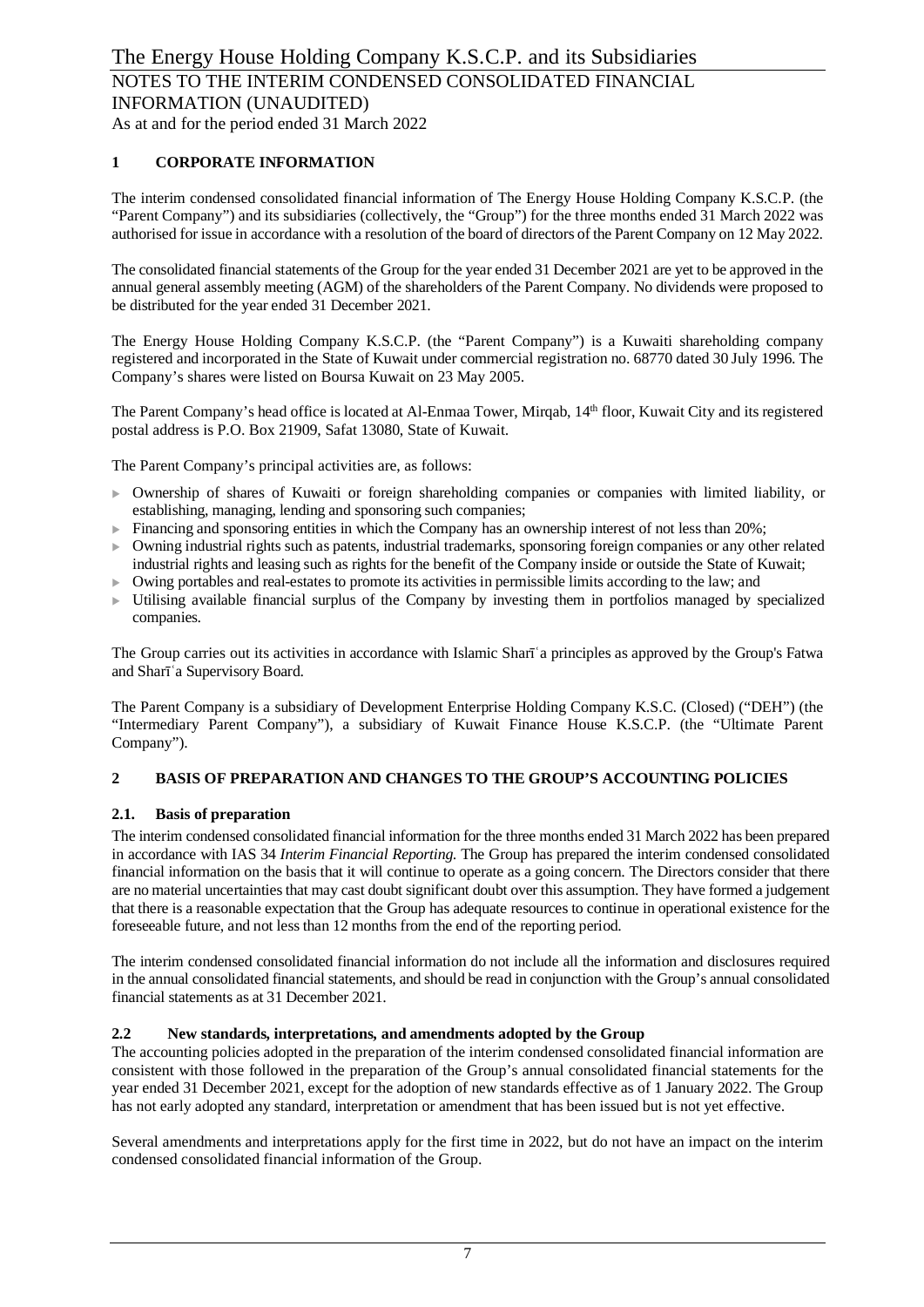# The Energy House Holding Company K.S.C.P. and its Subsidiaries

## NOTES TO THE INTERIM CONDENSED CONSOLIDATED FINANCIAL INFORMATION (UNAUDITED)

As at and for the period ended 31 March 2022

### 1 CORPORATE INFORMATION

The interim condensed consolidated financial information of The Energy House Holding Company K.S.C.P. (the "Parent Company") and its subsidiaries (collectively, the "Group") for the three months ended 31 March 2022 was authorised for issue in accordance with a resolution of the board of directors of the Parent Company on 12 May 2022.

The consolidated financial statements of the Group for the year ended 31 December 2021 are yet to be approved in the annual general assembly meeting (AGM) of the shareholders of the Parent Company. No dividends were proposed to be distributed for the year ended 31 December 2021.

The Energy House Holding Company K.S.C.P. (the "Parent Company") is a Kuwaiti shareholding company registered and incorporated in the State of Kuwait under commercial registration no. 68770 dated 30 July 1996. The Company's shares were listed on Boursa Kuwait on 23 May 2005.

The Parent Company's head office is located at Al-Enmaa Tower, Mirqab, 14th floor, Kuwait City and its registered postal address is P.O. Box 21909, Safat 13080, State of Kuwait.

The Parent Company's principal activities are, as follows:

- Ownership of shares of Kuwaiti or foreign shareholding companies or companies with limited liability, or establishing, managing, lending and sponsoring such companies;
- Financing and sponsoring entities in which the Company has an ownership interest of not less than 20%;
- Owning industrial rights such as patents, industrial trademarks, sponsoring foreign companies or any other related industrial rights and leasing such as rights for the benefit of the Company inside or outside the State of Kuwait;
- Owing portables and real-estates to promote its activities in permissible limits according to the law; and
- Utilising available financial surplus of the Company by investing them in portfolios managed by specialized companies.

The Group carries out its activities in accordance with Islamic Sharīʿa principles as approved by the Group's Fatwa and Sharīʿa Supervisory Board.

The Parent Company is a subsidiary of Development Enterprise Holding Company K.S.C. (Closed) ("DEH") (the "Intermediary Parent Company"), a subsidiary of Kuwait Finance House K.S.C.P. (the "Ultimate Parent Company").

### 2 BASIS OF PREPARATION AND CHANGES TO THE GROUP'S ACCOUNTING POLICIES

#### 2.1. Basis of preparation

The interim condensed consolidated financial information for the three months ended 31 March 2022 has been prepared in accordance with IAS 34 *Interim Financial Reporting.* The Group has prepared the interim condensed consolidated financial information on the basis that it will continue to operate as a going concern. The Directors consider that there are no material uncertainties that may cast doubt significant doubt over this assumption. They have formed a judgement that there is a reasonable expectation that the Group has adequate resources to continue in operational existence for the foreseeable future, and not less than 12 months from the end of the reporting period.

The interim condensed consolidated financial information do not include all the information and disclosures required in the annual consolidated financial statements, and should be read in conjunction with the Group's annual consolidated financial statements as at 31 December 2021.

#### 2.2 New standards, interpretations, and amendments adopted by the Group

The accounting policies adopted in the preparation of the interim condensed consolidated financial information are consistent with those followed in the preparation of the Group's annual consolidated financial statements for the year ended 31 December 2021, except for the adoption of new standards effective as of 1 January 2022. The Group has not early adopted any standard, interpretation or amendment that has been issued but is not yet effective.

Several amendments and interpretations apply for the first time in 2022, but do not have an impact on the interim condensed consolidated financial information of the Group.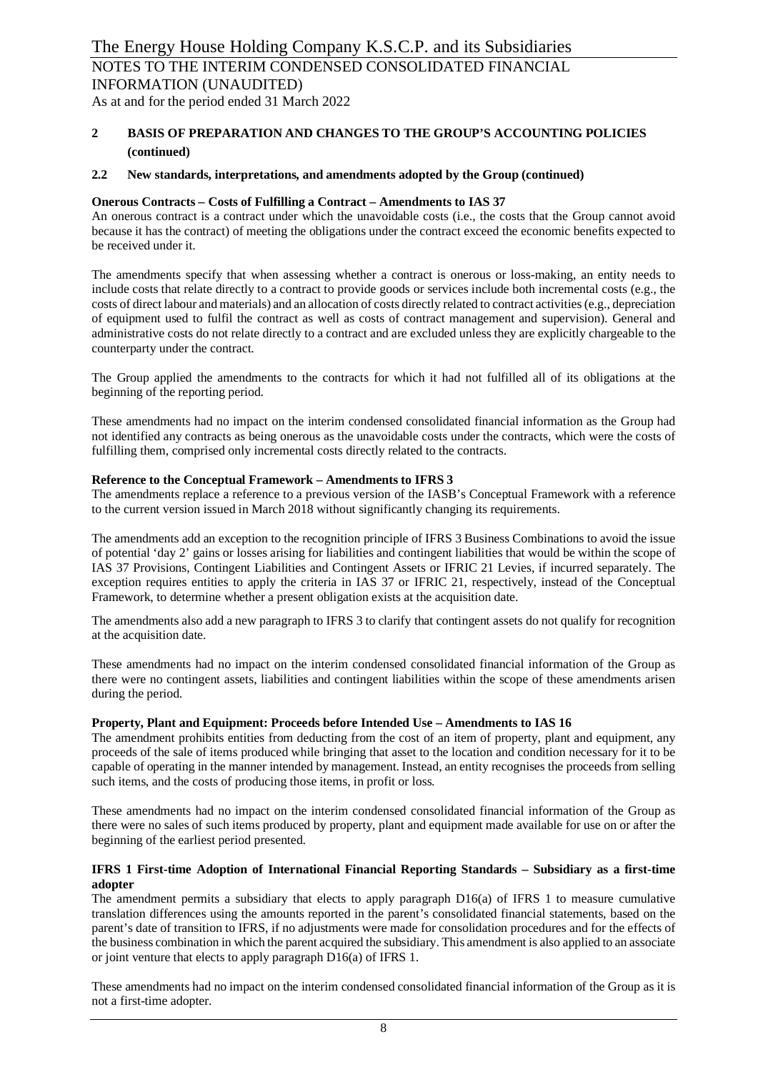## 2 BASIS OF PREPARATION AND CHANGES TO THE GROUP'S ACCOUNTING POLICIES (continued)

### 2.2 New standards, interpretations, and amendments adopted by the Group (continued)

**Onerous Contracts – Costs of Fulfilling a Contract – Amendments to IAS 37**

An onerous contract is a contract under which the unavoidable costs (i.e., the costs that the Group cannot avoid because it has the contract) of meeting the obligations under the contract exceed the economic benefits expected to be received under it.

The amendments specify that when assessing whether a contract is onerous or loss-making, an entity needs to include costs that relate directly to a contract to provide goods or services include both incremental costs (e.g., the costs of direct labour and materials) and an allocation of costs directly related to contract activities (e.g., depreciation of equipment used to fulfil the contract as well as costs of contract management and supervision). General and administrative costs do not relate directly to a contract and are excluded unless they are explicitly chargeable to the counterparty under the contract.

The Group applied the amendments to the contracts for which it had not fulfilled all of its obligations at the beginning of the reporting period.

These amendments had no impact on the interim condensed consolidated financial information as the Group had not identified any contracts as being onerous as the unavoidable costs under the contracts, which were the costs of fulfilling them, comprised only incremental costs directly related to the contracts.

**Reference to the Conceptual Framework – Amendments to IFRS 3**

The amendments replace a reference to a previous version of the IASB's Conceptual Framework with a reference to the current version issued in March 2018 without significantly changing its requirements.

The amendments add an exception to the recognition principle of IFRS 3 Business Combinations to avoid the issue of potential 'day 2' gains or losses arising for liabilities and contingent liabilities that would be within the scope of IAS 37 Provisions, Contingent Liabilities and Contingent Assets or IFRIC 21 Levies, if incurred separately. The exception requires entities to apply the criteria in IAS 37 or IFRIC 21, respectively, instead of the Conceptual Framework, to determine whether a present obligation exists at the acquisition date.

The amendments also add a new paragraph to IFRS 3 to clarify that contingent assets do not qualify for recognition at the acquisition date.

These amendments had no impact on the interim condensed consolidated financial information of the Group as there were no contingent assets, liabilities and contingent liabilities within the scope of these amendments arisen during the period.

**Property, Plant and Equipment: Proceeds before Intended Use – Amendments to IAS 16**

The amendment prohibits entities from deducting from the cost of an item of property, plant and equipment, any proceeds of the sale of items produced while bringing that asset to the location and condition necessary for it to be capable of operating in the manner intended by management. Instead, an entity recognises the proceeds from selling such items, and the costs of producing those items, in profit or loss.

These amendments had no impact on the interim condensed consolidated financial information of the Group as there were no sales of such items produced by property, plant and equipment made available for use on or after the beginning of the earliest period presented.

**IFRS 1 First-time Adoption of International Financial Reporting Standards – Subsidiary as a first-time adopter**

The amendment permits a subsidiary that elects to apply paragraph D16(a) of IFRS 1 to measure cumulative translation differences using the amounts reported in the parent's consolidated financial statements, based on the parent's date of transition to IFRS, if no adjustments were made for consolidation procedures and for the effects of the business combination in which the parent acquired the subsidiary. This amendment is also applied to an associate or joint venture that elects to apply paragraph D16(a) of IFRS 1.

These amendments had no impact on the interim condensed consolidated financial information of the Group as it is not a first-time adopter.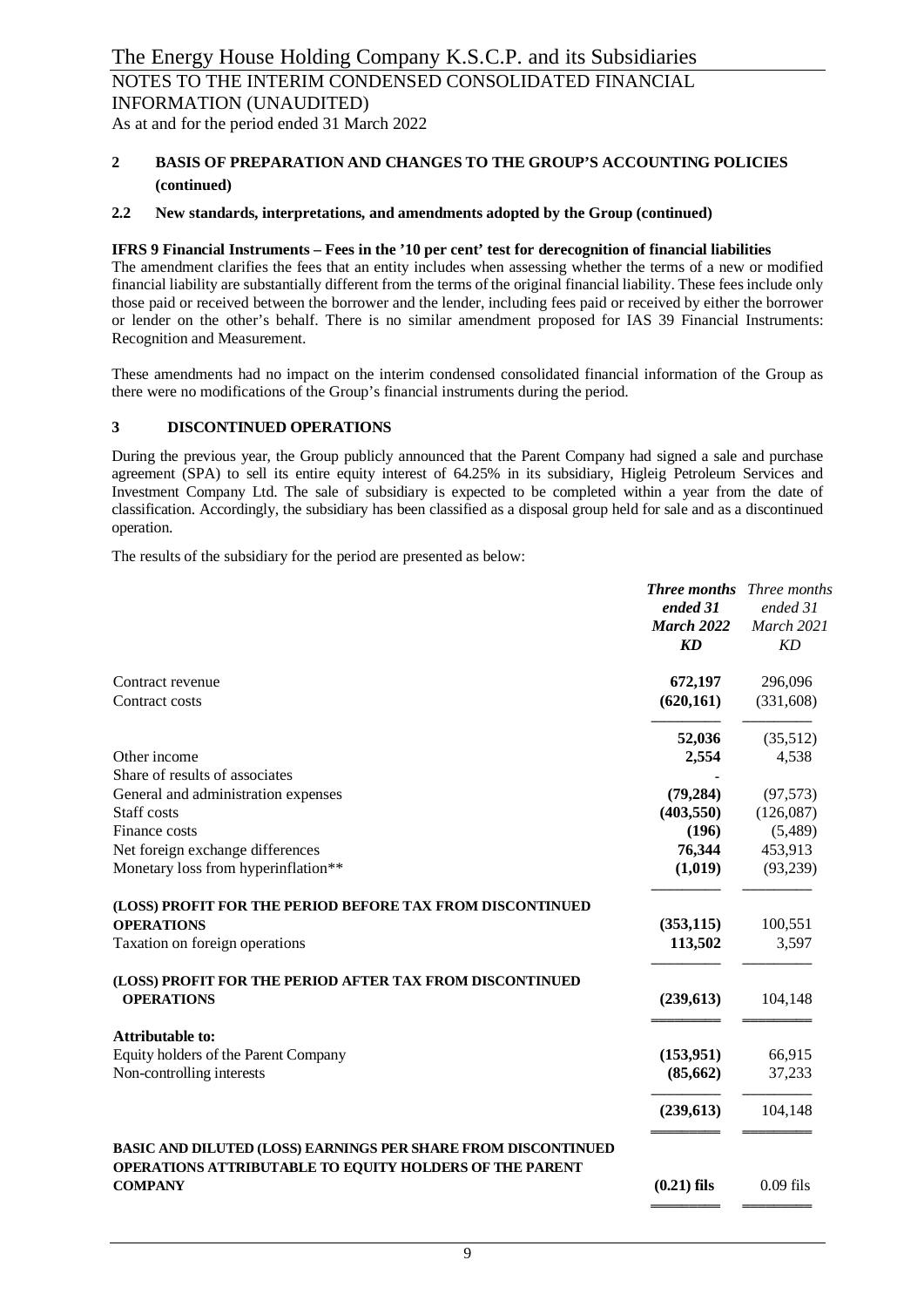## 2 BASIS OF PREPARATION AND CHANGES TO THE GROUP'S ACCOUNTING POLICIES (continued)

### 2.2 New standards, interpretations, and amendments adopted by the Group (continued)

**IFRS 9 Financial Instruments – Fees in the '10 per cent' test for derecognition of financial liabilities**

The amendment clarifies the fees that an entity includes when assessing whether the terms of a new or modified financial liability are substantially different from the terms of the original financial liability. These fees include only those paid or received between the borrower and the lender, including fees paid or received by either the borrower or lender on the other's behalf. There is no similar amendment proposed for IAS 39 Financial Instruments: Recognition and Measurement.

These amendments had no impact on the interim condensed consolidated financial information of the Group as there were no modifications of the Group's financial instruments during the period.

## 3 DISCONTINUED OPERATIONS

During the previous year, the Group publicly announced that the Parent Company had signed a sale and purchase agreement (SPA) to sell its entire equity interest of 64.25% in its subsidiary, Higleig Petroleum Services and Investment Company Ltd. The sale of subsidiary is expected to be completed within a year from the date of classification. Accordingly, the subsidiary has been classified as a disposal group held for sale and as a discontinued operation.

The results of the subsidiary for the period are presented as below:

| | ***Three months ended 31 March 2022 KD*** | *Three months ended 31 March 2021 KD* |
|---|---|---|
| Contract revenue | **672,197** | 296,096 |
| Contract costs | **(620,161)** | (331,608) |
| | **52,036** | (35,512) |
| Other income | **2,554** | 4,538 |
| Share of results of associates | **-** | |
| General and administration expenses | **(79,284)** | (97,573) |
| Staff costs | **(403,550)** | (126,087) |
| Finance costs | **(196)** | (5,489) |
| Net foreign exchange differences | **76,344** | 453,913 |
| Monetary loss from hyperinflation** | **(1,019)** | (93,239) |
| **(LOSS) PROFIT FOR THE PERIOD BEFORE TAX FROM DISCONTINUED OPERATIONS** | **(353,115)** | 100,551 |
| Taxation on foreign operations | **113,502** | 3,597 |
| **(LOSS) PROFIT FOR THE PERIOD AFTER TAX FROM DISCONTINUED OPERATIONS** | **(239,613)** | 104,148 |
| **Attributable to:** | | |
| Equity holders of the Parent Company | **(153,951)** | 66,915 |
| Non-controlling interests | **(85,662)** | 37,233 |
| | **(239,613)** | 104,148 |
| **BASIC AND DILUTED (LOSS) EARNINGS PER SHARE FROM DISCONTINUED OPERATIONS ATTRIBUTABLE TO EQUITY HOLDERS OF THE PARENT COMPANY** | **(0.21) fils** | 0.09 fils |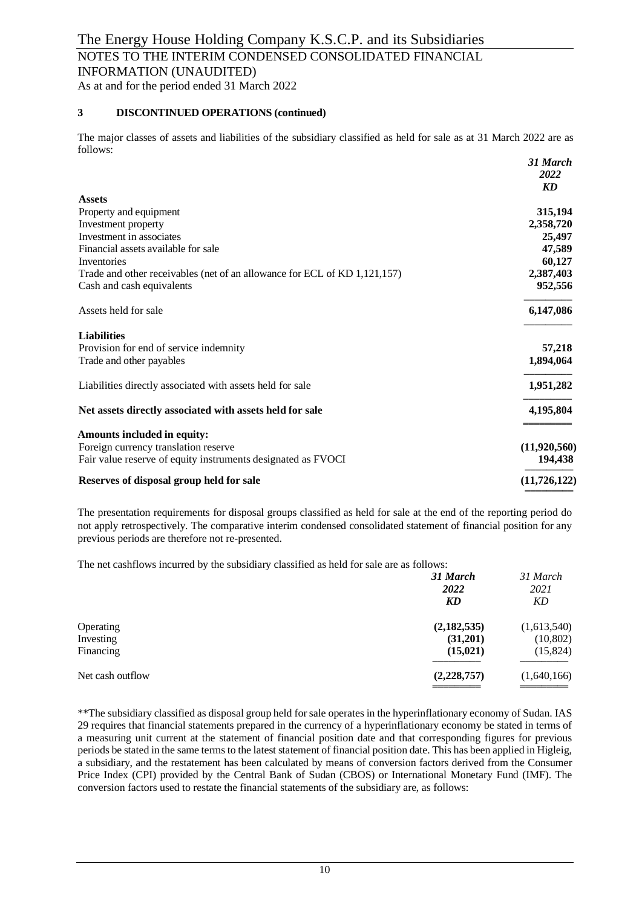### 3 DISCONTINUED OPERATIONS (continued)

The major classes of assets and liabilities of the subsidiary classified as held for sale as at 31 March 2022 are as follows:

| | *31 March 2022* *KD* |
|---|---|
| **Assets** | |
| Property and equipment | **315,194** |
| Investment property | **2,358,720** |
| Investment in associates | **25,497** |
| Financial assets available for sale | **47,589** |
| Inventories | **60,127** |
| Trade and other receivables (net of an allowance for ECL of KD 1,121,157) | **2,387,403** |
| Cash and cash equivalents | **952,556** |
| Assets held for sale | **6,147,086** |
| **Liabilities** | |
| Provision for end of service indemnity | **57,218** |
| Trade and other payables | **1,894,064** |
| Liabilities directly associated with assets held for sale | **1,951,282** |
| **Net assets directly associated with assets held for sale** | **4,195,804** |
| **Amounts included in equity:** | |
| Foreign currency translation reserve | **(11,920,560)** |
| Fair value reserve of equity instruments designated as FVOCI | **194,438** |
| **Reserves of disposal group held for sale** | **(11,726,122)** |

The presentation requirements for disposal groups classified as held for sale at the end of the reporting period do not apply retrospectively. The comparative interim condensed consolidated statement of financial position for any previous periods are therefore not re-presented.

The net cashflows incurred by the subsidiary classified as held for sale are as follows:

| | *31 March 2022* *KD* | *31 March 2021* *KD* |
|---|---|---|
| Operating | **(2,182,535)** | (1,613,540) |
| Investing | **(31,201)** | (10,802) |
| Financing | **(15,021)** | (15,824) |
| Net cash outflow | **(2,228,757)** | (1,640,166) |

**The subsidiary classified as disposal group held for sale operates in the hyperinflationary economy of Sudan. IAS 29 requires that financial statements prepared in the currency of a hyperinflationary economy be stated in terms of a measuring unit current at the statement of financial position date and that corresponding figures for previous periods be stated in the same terms to the latest statement of financial position date. This has been applied in Higleig, a subsidiary, and the restatement has been calculated by means of conversion factors derived from the Consumer Price Index (CPI) provided by the Central Bank of Sudan (CBOS) or International Monetary Fund (IMF). The conversion factors used to restate the financial statements of the subsidiary are, as follows: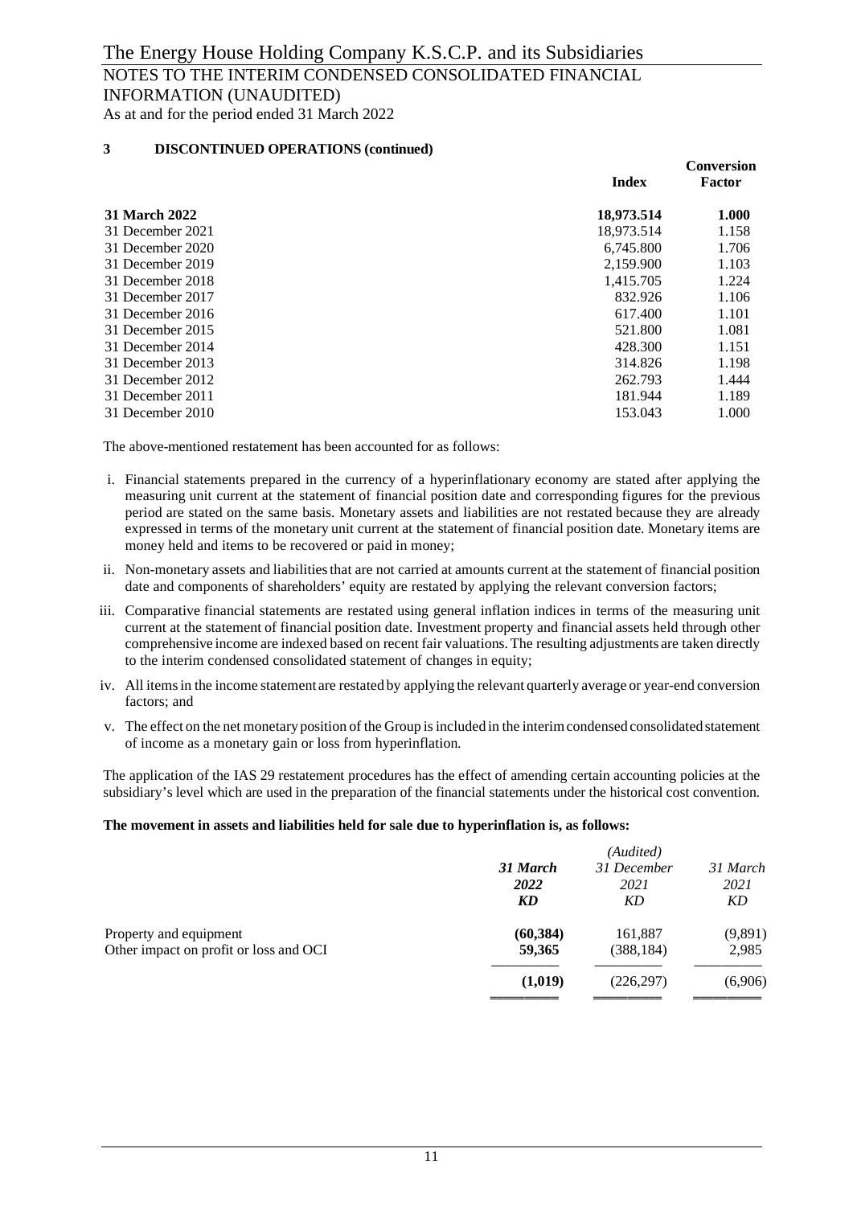### 3 DISCONTINUED OPERATIONS (continued)

| | Index | Conversion Factor |
|---|---|---|
| **31 March 2022** | **18,973.514** | **1.000** |
| 31 December 2021 | 18,973.514 | 1.158 |
| 31 December 2020 | 6,745.800 | 1.706 |
| 31 December 2019 | 2,159.900 | 1.103 |
| 31 December 2018 | 1,415.705 | 1.224 |
| 31 December 2017 | 832.926 | 1.106 |
| 31 December 2016 | 617.400 | 1.101 |
| 31 December 2015 | 521.800 | 1.081 |
| 31 December 2014 | 428.300 | 1.151 |
| 31 December 2013 | 314.826 | 1.198 |
| 31 December 2012 | 262.793 | 1.444 |
| 31 December 2011 | 181.944 | 1.189 |
| 31 December 2010 | 153.043 | 1.000 |

The above-mentioned restatement has been accounted for as follows:

i. Financial statements prepared in the currency of a hyperinflationary economy are stated after applying the measuring unit current at the statement of financial position date and corresponding figures for the previous period are stated on the same basis. Monetary assets and liabilities are not restated because they are already expressed in terms of the monetary unit current at the statement of financial position date. Monetary items are money held and items to be recovered or paid in money;

ii. Non-monetary assets and liabilities that are not carried at amounts current at the statement of financial position date and components of shareholders' equity are restated by applying the relevant conversion factors;

iii. Comparative financial statements are restated using general inflation indices in terms of the measuring unit current at the statement of financial position date. Investment property and financial assets held through other comprehensive income are indexed based on recent fair valuations. The resulting adjustments are taken directly to the interim condensed consolidated statement of changes in equity;

iv. All items in the income statement are restated by applying the relevant quarterly average or year-end conversion factors; and

v. The effect on the net monetary position of the Group is included in the interim condensed consolidated statement of income as a monetary gain or loss from hyperinflation.

The application of the IAS 29 restatement procedures has the effect of amending certain accounting policies at the subsidiary's level which are used in the preparation of the financial statements under the historical cost convention.

**The movement in assets and liabilities held for sale due to hyperinflation is, as follows:**

| | ***31 March 2022 KD*** | *(Audited) 31 December 2021 KD* | *31 March 2021 KD* |
|---|---|---|---|
| Property and equipment | **(60,384)** | 161,887 | (9,891) |
| Other impact on profit or loss and OCI | **59,365** | (388,184) | 2,985 |
| | **(1,019)** | (226,297) | (6,906) |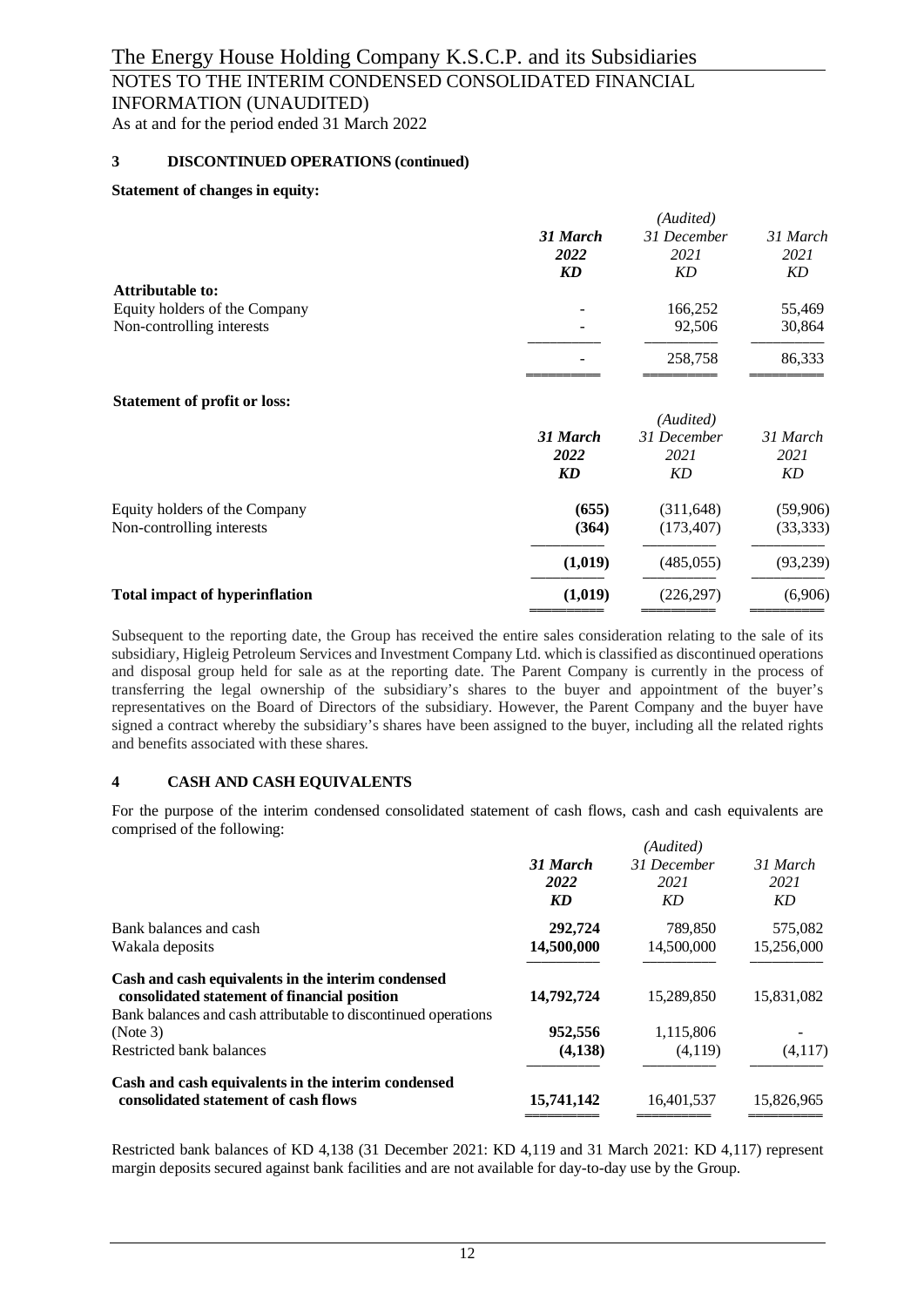## 3 DISCONTINUED OPERATIONS (continued)

**Statement of changes in equity:**

| | 31 March 2022 KD | (Audited) 31 December 2021 KD | 31 March 2021 KD |
|---|---|---|---|
| **Attributable to:** | | | |
| Equity holders of the Company | - | 166,252 | 55,469 |
| Non-controlling interests | - | 92,506 | 30,864 |
| | - | 258,758 | 86,333 |

**Statement of profit or loss:**

| | 31 March 2022 KD | (Audited) 31 December 2021 KD | 31 March 2021 KD |
|---|---|---|---|
| Equity holders of the Company | **(655)** | (311,648) | (59,906) |
| Non-controlling interests | **(364)** | (173,407) | (33,333) |
| | **(1,019)** | (485,055) | (93,239) |
| **Total impact of hyperinflation** | **(1,019)** | (226,297) | (6,906) |

Subsequent to the reporting date, the Group has received the entire sales consideration relating to the sale of its subsidiary, Higleig Petroleum Services and Investment Company Ltd. which is classified as discontinued operations and disposal group held for sale as at the reporting date. The Parent Company is currently in the process of transferring the legal ownership of the subsidiary's shares to the buyer and appointment of the buyer's representatives on the Board of Directors of the subsidiary. However, the Parent Company and the buyer have signed a contract whereby the subsidiary's shares have been assigned to the buyer, including all the related rights and benefits associated with these shares.

## 4 CASH AND CASH EQUIVALENTS

For the purpose of the interim condensed consolidated statement of cash flows, cash and cash equivalents are comprised of the following:

| | 31 March 2022 KD | (Audited) 31 December 2021 KD | 31 March 2021 KD |
|---|---|---|---|
| Bank balances and cash | **292,724** | 789,850 | 575,082 |
| Wakala deposits | **14,500,000** | 14,500,000 | 15,256,000 |
| **Cash and cash equivalents in the interim condensed consolidated statement of financial position** | **14,792,724** | 15,289,850 | 15,831,082 |
| Bank balances and cash attributable to discontinued operations (Note 3) | **952,556** | 1,115,806 | - |
| Restricted bank balances | **(4,138)** | (4,119) | (4,117) |
| **Cash and cash equivalents in the interim condensed consolidated statement of cash flows** | **15,741,142** | 16,401,537 | 15,826,965 |

Restricted bank balances of KD 4,138 (31 December 2021: KD 4,119 and 31 March 2021: KD 4,117) represent margin deposits secured against bank facilities and are not available for day-to-day use by the Group.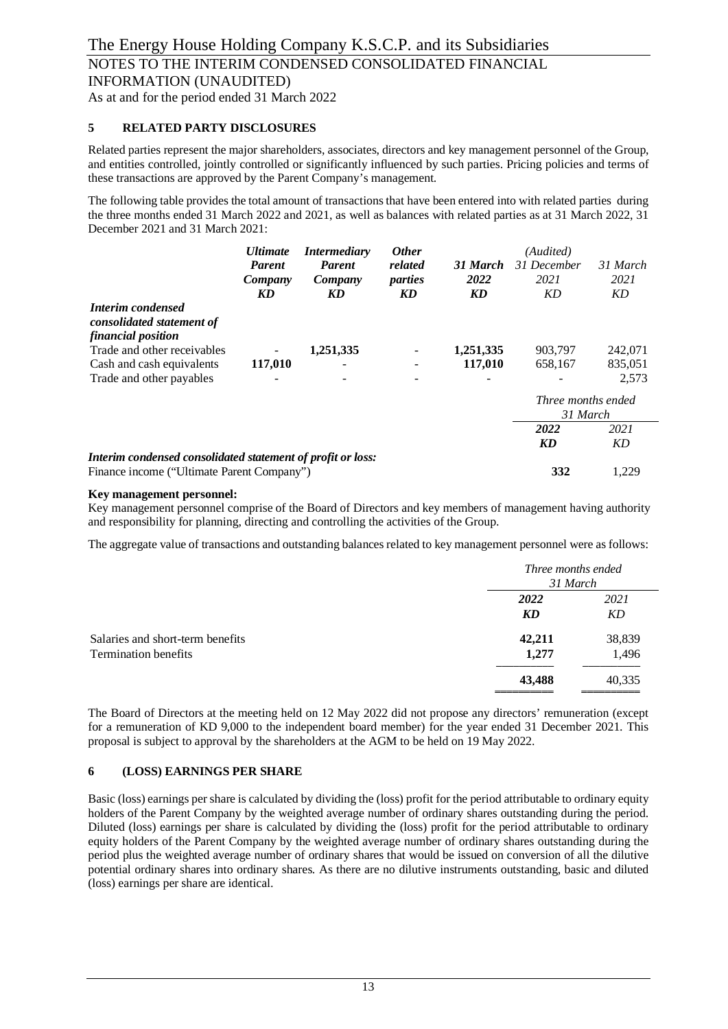## 5 RELATED PARTY DISCLOSURES

Related parties represent the major shareholders, associates, directors and key management personnel of the Group, and entities controlled, jointly controlled or significantly influenced by such parties. Pricing policies and terms of these transactions are approved by the Parent Company's management.

The following table provides the total amount of transactions that have been entered into with related parties during the three months ended 31 March 2022 and 2021, as well as balances with related parties as at 31 March 2022, 31 December 2021 and 31 March 2021:

| | ***Ultimate Parent Company*** | ***Intermediary Parent Company*** | ***Other related parties*** | ***31 March 2022*** | *(Audited) 31 December 2021* | *31 March 2021* |
|---|---|---|---|---|---|---|
| | ***KD*** | ***KD*** | ***KD*** | ***KD*** | *KD* | *KD* |
| ***Interim condensed consolidated statement of financial position*** | | | | | | |
| Trade and other receivables | - | **1,251,335** | - | **1,251,335** | 903,797 | 242,071 |
| Cash and cash equivalents | **117,010** | - | - | **117,010** | 658,167 | 835,051 |
| Trade and other payables | - | - | - | - | - | 2,573 |

| | *Three months ended 31 March* | |
|---|---|---|
| | ***2022*** | *2021* |
| | ***KD*** | *KD* |
| ***Interim condensed consolidated statement of profit or loss:*** | | |
| Finance income ("Ultimate Parent Company") | **332** | 1,229 |

**Key management personnel:**

Key management personnel comprise of the Board of Directors and key members of management having authority and responsibility for planning, directing and controlling the activities of the Group.

The aggregate value of transactions and outstanding balances related to key management personnel were as follows:

| | *Three months ended 31 March* | |
|---|---|---|
| | ***2022*** | *2021* |
| | ***KD*** | *KD* |
| Salaries and short-term benefits | **42,211** | 38,839 |
| Termination benefits | **1,277** | 1,496 |
| | **43,488** | 40,335 |

The Board of Directors at the meeting held on 12 May 2022 did not propose any directors' remuneration (except for a remuneration of KD 9,000 to the independent board member) for the year ended 31 December 2021. This proposal is subject to approval by the shareholders at the AGM to be held on 19 May 2022.

## 6 (LOSS) EARNINGS PER SHARE

Basic (loss) earnings per share is calculated by dividing the (loss) profit for the period attributable to ordinary equity holders of the Parent Company by the weighted average number of ordinary shares outstanding during the period. Diluted (loss) earnings per share is calculated by dividing the (loss) profit for the period attributable to ordinary equity holders of the Parent Company by the weighted average number of ordinary shares outstanding during the period plus the weighted average number of ordinary shares that would be issued on conversion of all the dilutive potential ordinary shares into ordinary shares. As there are no dilutive instruments outstanding, basic and diluted (loss) earnings per share are identical.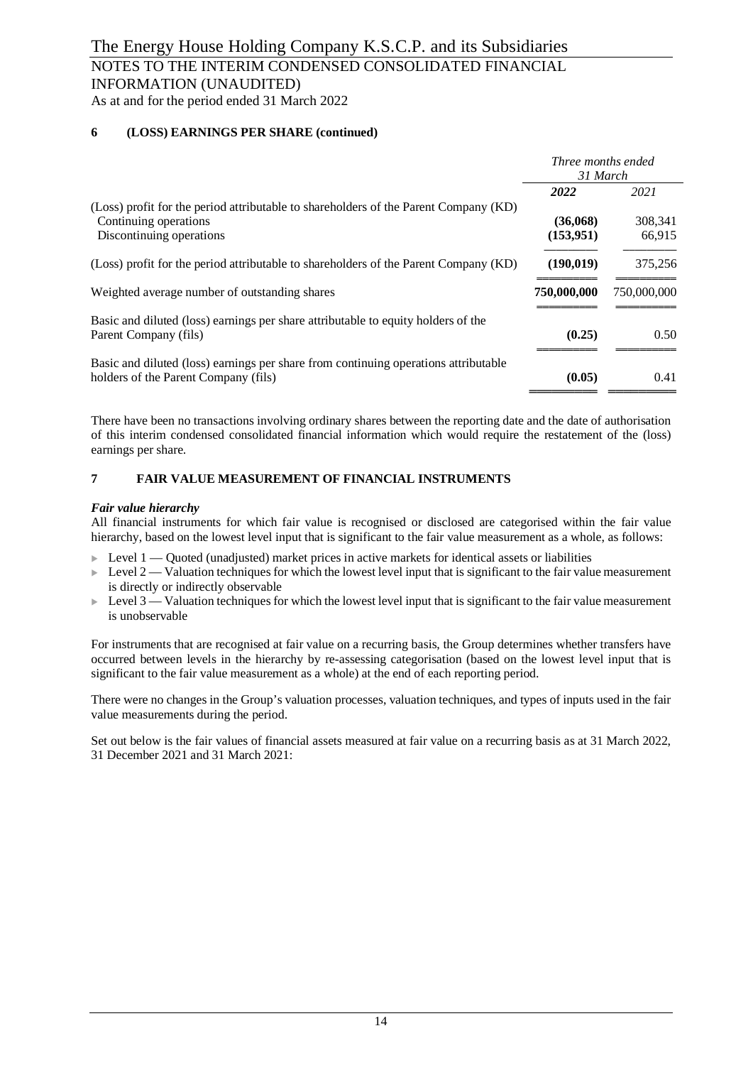### 6 (LOSS) EARNINGS PER SHARE (continued)

| | *Three months ended 31 March* | |
|---|---|---|
| | ***2022*** | *2021* |
| (Loss) profit for the period attributable to shareholders of the Parent Company (KD) | | |
| Continuing operations | **(36,068)** | 308,341 |
| Discontinuing operations | **(153,951)** | 66,915 |
| (Loss) profit for the period attributable to shareholders of the Parent Company (KD) | **(190,019)** | 375,256 |
| Weighted average number of outstanding shares | **750,000,000** | 750,000,000 |
| Basic and diluted (loss) earnings per share attributable to equity holders of the Parent Company (fils) | **(0.25)** | 0.50 |
| Basic and diluted (loss) earnings per share from continuing operations attributable holders of the Parent Company (fils) | **(0.05)** | 0.41 |

There have been no transactions involving ordinary shares between the reporting date and the date of authorisation of this interim condensed consolidated financial information which would require the restatement of the (loss) earnings per share.

### 7 FAIR VALUE MEASUREMENT OF FINANCIAL INSTRUMENTS

***Fair value hierarchy***

All financial instruments for which fair value is recognised or disclosed are categorised within the fair value hierarchy, based on the lowest level input that is significant to the fair value measurement as a whole, as follows:

- Level 1 — Quoted (unadjusted) market prices in active markets for identical assets or liabilities
- Level 2 — Valuation techniques for which the lowest level input that is significant to the fair value measurement is directly or indirectly observable
- Level 3 — Valuation techniques for which the lowest level input that is significant to the fair value measurement is unobservable

For instruments that are recognised at fair value on a recurring basis, the Group determines whether transfers have occurred between levels in the hierarchy by re-assessing categorisation (based on the lowest level input that is significant to the fair value measurement as a whole) at the end of each reporting period.

There were no changes in the Group's valuation processes, valuation techniques, and types of inputs used in the fair value measurements during the period.

Set out below is the fair values of financial assets measured at fair value on a recurring basis as at 31 March 2022, 31 December 2021 and 31 March 2021: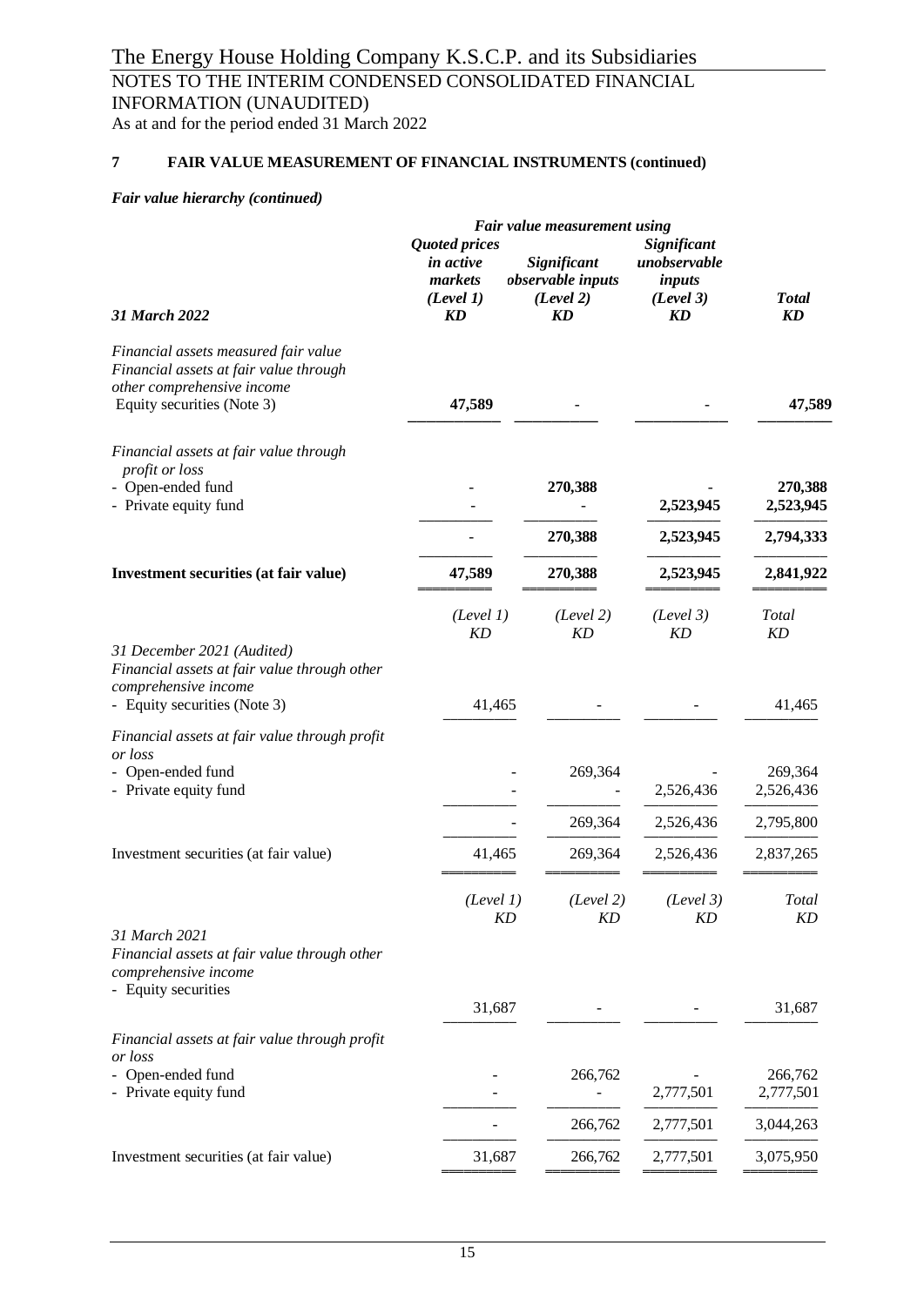## 7 FAIR VALUE MEASUREMENT OF FINANCIAL INSTRUMENTS (continued)

### *Fair value hierarchy (continued)*

| | *Fair value measurement using* | | | |
|---|---|---|---|---|
| | ***Quoted prices in active markets (Level 1)*** | ***Significant observable inputs (Level 2)*** | ***Significant unobservable inputs (Level 3)*** | ***Total*** |
| ***31 March 2022*** | ***KD*** | ***KD*** | ***KD*** | ***KD*** |
| *Financial assets measured fair value* | | | | |
| *Financial assets at fair value through other comprehensive income* | | | | |
| Equity securities (Note 3) | **47,589** | - | - | **47,589** |
| *Financial assets at fair value through profit or loss* | | | | |
| - Open-ended fund | - | **270,388** | - | **270,388** |
| - Private equity fund | - | - | **2,523,945** | **2,523,945** |
| | - | **270,388** | **2,523,945** | **2,794,333** |
| **Investment securities (at fair value)** | **47,589** | **270,388** | **2,523,945** | **2,841,922** |

| | *(Level 1)* | *(Level 2)* | *(Level 3)* | *Total* |
|---|---|---|---|---|
| | *KD* | *KD* | *KD* | *KD* |
| *31 December 2021 (Audited)* | | | | |
| *Financial assets at fair value through other comprehensive income* | | | | |
| - Equity securities (Note 3) | 41,465 | - | - | 41,465 |
| *Financial assets at fair value through profit or loss* | | | | |
| - Open-ended fund | - | 269,364 | - | 269,364 |
| - Private equity fund | - | - | 2,526,436 | 2,526,436 |
| | - | 269,364 | 2,526,436 | 2,795,800 |
| Investment securities (at fair value) | 41,465 | 269,364 | 2,526,436 | 2,837,265 |

| | *(Level 1)* | *(Level 2)* | *(Level 3)* | *Total* |
|---|---|---|---|---|
| | *KD* | *KD* | *KD* | *KD* |
| *31 March 2021* | | | | |
| *Financial assets at fair value through other comprehensive income* | | | | |
| - Equity securities | 31,687 | - | - | 31,687 |
| *Financial assets at fair value through profit or loss* | | | | |
| - Open-ended fund | - | 266,762 | - | 266,762 |
| - Private equity fund | - | - | 2,777,501 | 2,777,501 |
| | - | 266,762 | 2,777,501 | 3,044,263 |
| Investment securities (at fair value) | 31,687 | 266,762 | 2,777,501 | 3,075,950 |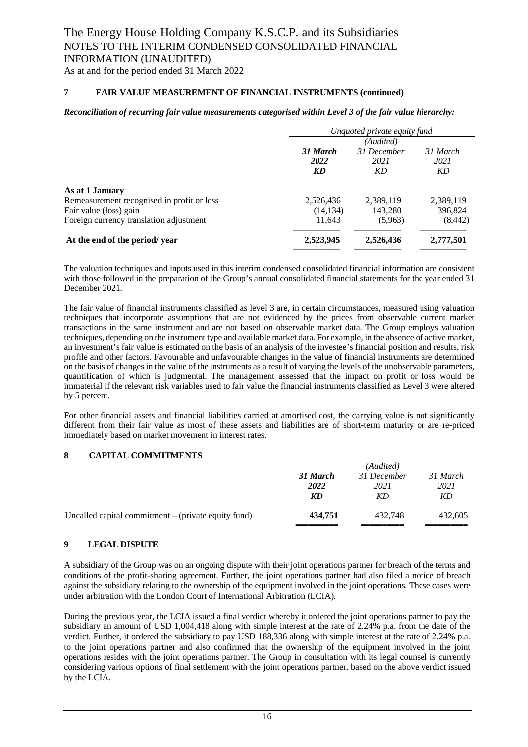## 7 FAIR VALUE MEASUREMENT OF FINANCIAL INSTRUMENTS (continued)

***Reconciliation of recurring fair value measurements categorised within Level 3 of the fair value hierarchy:***

| | *Unquoted private equity fund* | | |
|---|---|---|---|
| | | *(Audited)* | |
| | ***31 March 2022 KD*** | *31 December 2021 KD* | *31 March 2021 KD* |
| **As at 1 January** | | | |
| Remeasurement recognised in profit or loss | 2,526,436 | 2,389,119 | 2,389,119 |
| Fair value (loss) gain | (14,134) | 143,280 | 396,824 |
| Foreign currency translation adjustment | 11,643 | (5,963) | (8,442) |
| **At the end of the period/ year** | **2,523,945** | **2,526,436** | **2,777,501** |

The valuation techniques and inputs used in this interim condensed consolidated financial information are consistent with those followed in the preparation of the Group's annual consolidated financial statements for the year ended 31 December 2021.

The fair value of financial instruments classified as level 3 are, in certain circumstances, measured using valuation techniques that incorporate assumptions that are not evidenced by the prices from observable current market transactions in the same instrument and are not based on observable market data. The Group employs valuation techniques, depending on the instrument type and available market data. For example, in the absence of active market, an investment's fair value is estimated on the basis of an analysis of the investee's financial position and results, risk profile and other factors. Favourable and unfavourable changes in the value of financial instruments are determined on the basis of changes in the value of the instruments as a result of varying the levels of the unobservable parameters, quantification of which is judgmental. The management assessed that the impact on profit or loss would be immaterial if the relevant risk variables used to fair value the financial instruments classified as Level 3 were altered by 5 percent.

For other financial assets and financial liabilities carried at amortised cost, the carrying value is not significantly different from their fair value as most of these assets and liabilities are of short-term maturity or are re-priced immediately based on market movement in interest rates.

## 8 CAPITAL COMMITMENTS

| | | *(Audited)* | |
|---|---|---|---|
| | ***31 March 2022 KD*** | *31 December 2021 KD* | *31 March 2021 KD* |
| Uncalled capital commitment – (private equity fund) | **434,751** | 432,748 | 432,605 |

## 9 LEGAL DISPUTE

A subsidiary of the Group was on an ongoing dispute with their joint operations partner for breach of the terms and conditions of the profit-sharing agreement. Further, the joint operations partner had also filed a notice of breach against the subsidiary relating to the ownership of the equipment involved in the joint operations. These cases were under arbitration with the London Court of International Arbitration (LCIA).

During the previous year, the LCIA issued a final verdict whereby it ordered the joint operations partner to pay the subsidiary an amount of USD 1,004,418 along with simple interest at the rate of 2.24% p.a. from the date of the verdict. Further, it ordered the subsidiary to pay USD 188,336 along with simple interest at the rate of 2.24% p.a. to the joint operations partner and also confirmed that the ownership of the equipment involved in the joint operations resides with the joint operations partner. The Group in consultation with its legal counsel is currently considering various options of final settlement with the joint operations partner, based on the above verdict issued by the LCIA.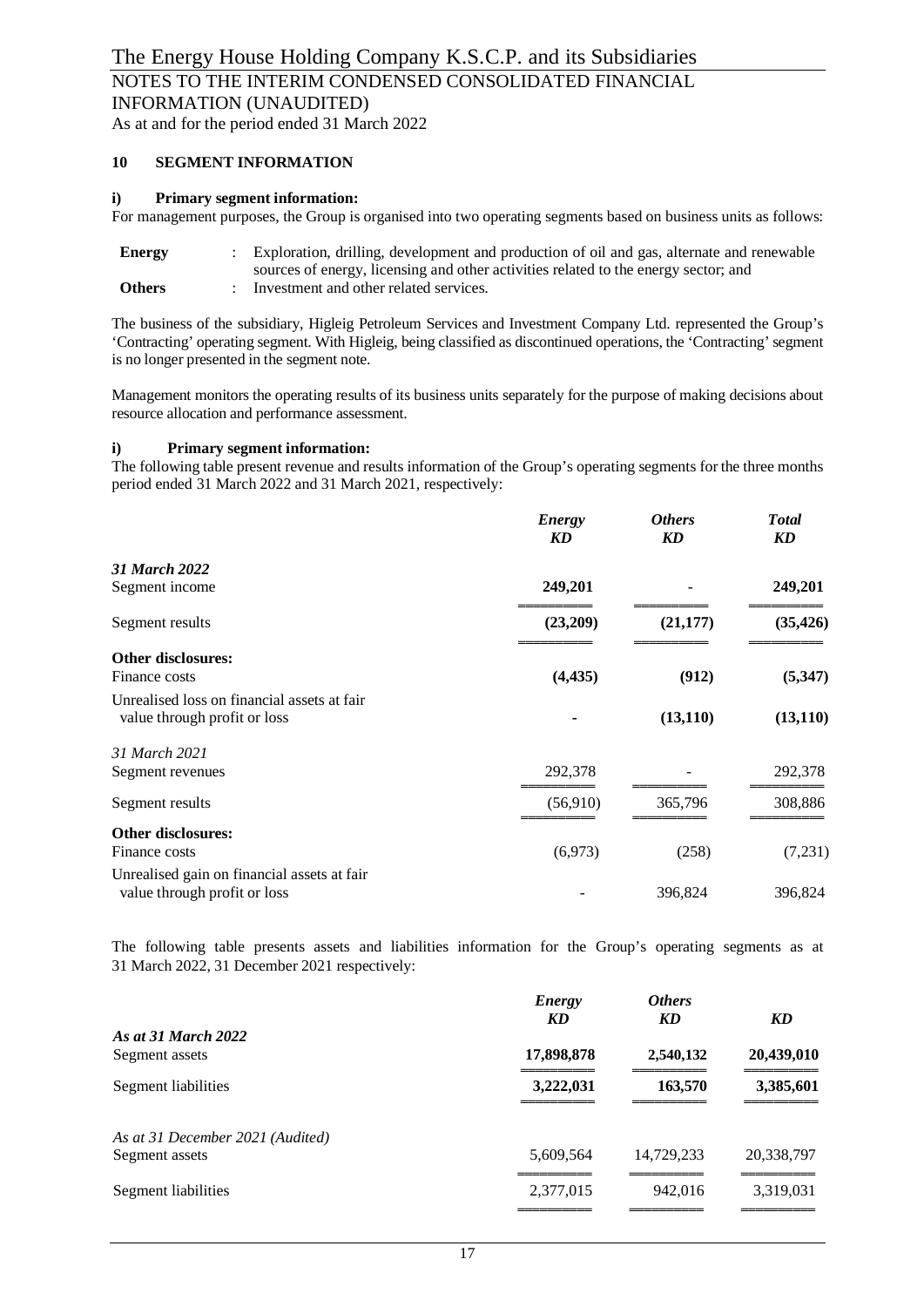## 10 SEGMENT INFORMATION

### i) Primary segment information:

For management purposes, the Group is organised into two operating segments based on business units as follows:

| | | |
|---|---|---|
| **Energy** | : | Exploration, drilling, development and production of oil and gas, alternate and renewable sources of energy, licensing and other activities related to the energy sector; and |
| **Others** | : | Investment and other related services. |

The business of the subsidiary, Higleig Petroleum Services and Investment Company Ltd. represented the Group's 'Contracting' operating segment. With Higleig, being classified as discontinued operations, the 'Contracting' segment is no longer presented in the segment note.

Management monitors the operating results of its business units separately for the purpose of making decisions about resource allocation and performance assessment.

### i) Primary segment information:

The following table present revenue and results information of the Group's operating segments for the three months period ended 31 March 2022 and 31 March 2021, respectively:

| | ***Energy*** ***KD*** | ***Others*** ***KD*** | ***Total*** ***KD*** |
|---|---|---|---|
| ***31 March 2022*** | | | |
| Segment income | **249,201** | **-** | **249,201** |
| Segment results | **(23,209)** | **(21,177)** | **(35,426)** |
| **Other disclosures:** | | | |
| Finance costs | **(4,435)** | **(912)** | **(5,347)** |
| Unrealised loss on financial assets at fair value through profit or loss | **-** | **(13,110)** | **(13,110)** |
| *31 March 2021* | | | |
| Segment revenues | 292,378 | - | 292,378 |
| Segment results | (56,910) | 365,796 | 308,886 |
| **Other disclosures:** | | | |
| Finance costs | (6,973) | (258) | (7,231) |
| Unrealised gain on financial assets at fair value through profit or loss | - | 396,824 | 396,824 |

The following table presents assets and liabilities information for the Group's operating segments as at 31 March 2022, 31 December 2021 respectively:

| | ***Energy*** ***KD*** | ***Others*** ***KD*** | ***KD*** |
|---|---|---|---|
| ***As at 31 March 2022*** | | | |
| Segment assets | **17,898,878** | **2,540,132** | **20,439,010** |
| Segment liabilities | **3,222,031** | **163,570** | **3,385,601** |
| *As at 31 December 2021 (Audited)* | | | |
| Segment assets | 5,609,564 | 14,729,233 | 20,338,797 |
| Segment liabilities | 2,377,015 | 942,016 | 3,319,031 |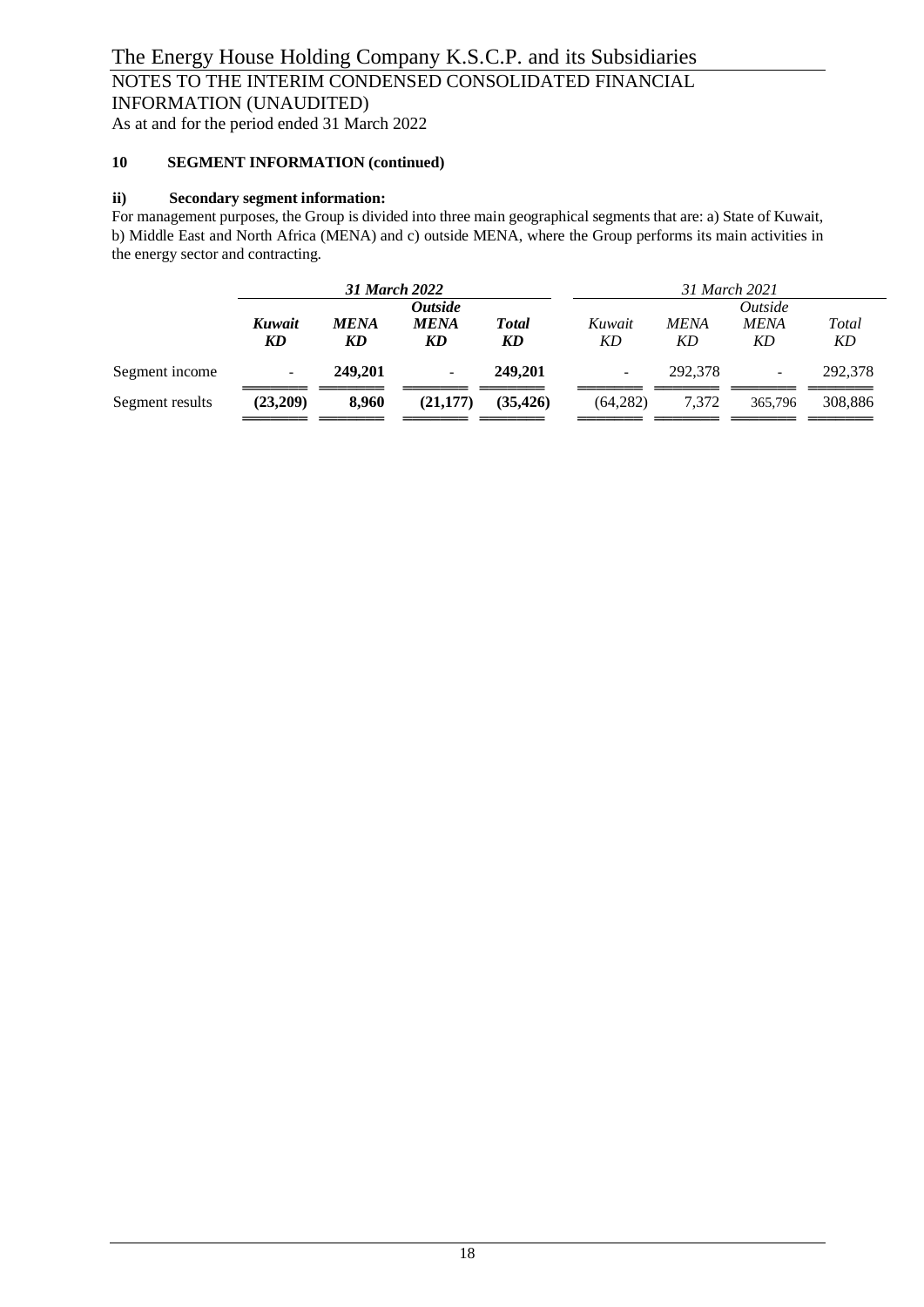## 10 SEGMENT INFORMATION (continued)

### ii) Secondary segment information:

For management purposes, the Group is divided into three main geographical segments that are: a) State of Kuwait, b) Middle East and North Africa (MENA) and c) outside MENA, where the Group performs its main activities in the energy sector and contracting.

| | *31 March 2022* | | | | *31 March 2021* | | | |
|---|---|---|---|---|---|---|---|---|
| | ***Kuwait KD*** | ***MENA KD*** | ***Outside MENA KD*** | ***Total KD*** | *Kuwait KD* | *MENA KD* | *Outside MENA KD* | *Total KD* |
| Segment income | **-** | **249,201** | **-** | **249,201** | - | 292,378 | - | 292,378 |
| Segment results | **(23,209)** | **8,960** | **(21,177)** | **(35,426)** | (64,282) | 7,372 | 365,796 | 308,886 |